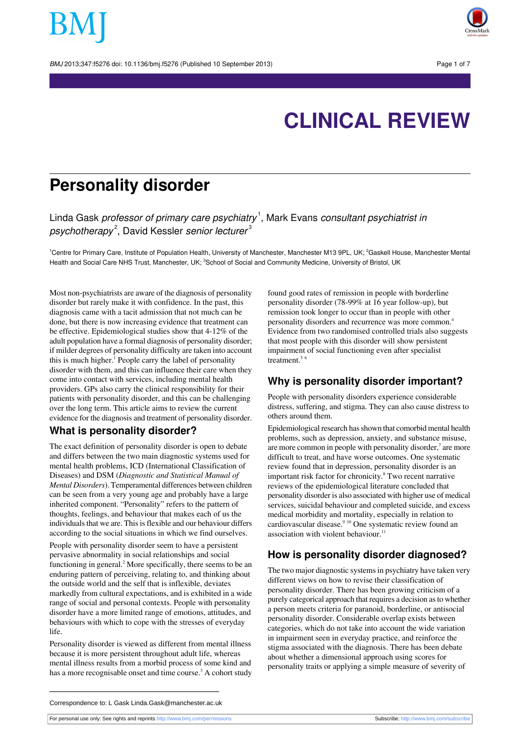CLINICAL REVIEW

# Personality disorder

Linda Gask *professor of primary care psychiatry*[1], Mark Evans *consultant psychiatrist in psychotherapy*[2], David Kessler *senior lecturer*[3]

[1]Centre for Primary Care, Institute of Population Health, University of Manchester, Manchester M13 9PL, UK; [2]Gaskell House, Manchester Mental Health and Social Care NHS Trust, Manchester, UK; [3]School of Social and Community Medicine, University of Bristol, UK

Most non-psychiatrists are aware of the diagnosis of personality disorder but rarely make it with confidence. In the past, this diagnosis came with a tacit admission that not much can be done, but there is now increasing evidence that treatment can be effective. Epidemiological studies show that 4-12% of the adult population have a formal diagnosis of personality disorder; if milder degrees of personality difficulty are taken into account this is much higher.[1] People carry the label of personality disorder with them, and this can influence their care when they come into contact with services, including mental health providers. GPs also carry the clinical responsibility for their patients with personality disorder, and this can be challenging over the long term. This article aims to review the current evidence for the diagnosis and treatment of personality disorder.

## What is personality disorder?

The exact definition of personality disorder is open to debate and differs between the two main diagnostic systems used for mental health problems, ICD (International Classification of Diseases) and DSM (*Diagnostic and Statistical Manual of Mental Disorders*). Temperamental differences between children can be seen from a very young age and probably have a large inherited component. "Personality" refers to the pattern of thoughts, feelings, and behaviour that makes each of us the individuals that we are. This is flexible and our behaviour differs according to the social situations in which we find ourselves.

People with personality disorder seem to have a persistent pervasive abnormality in social relationships and social functioning in general.[2] More specifically, there seems to be an enduring pattern of perceiving, relating to, and thinking about the outside world and the self that is inflexible, deviates markedly from cultural expectations, and is exhibited in a wide range of social and personal contexts. People with personality disorder have a more limited range of emotions, attitudes, and behaviours with which to cope with the stresses of everyday life.

Personality disorder is viewed as different from mental illness because it is more persistent throughout adult life, whereas mental illness results from a morbid process of some kind and has a more recognisable onset and time course.[3] A cohort study found good rates of remission in people with borderline personality disorder (78-99% at 16 year follow-up), but remission took longer to occur than in people with other personality disorders and recurrence was more common.[4] Evidence from two randomised controlled trials also suggests that most people with this disorder will show persistent impairment of social functioning even after specialist treatment.[5,6]

## Why is personality disorder important?

People with personality disorders experience considerable distress, suffering, and stigma. They can also cause distress to others around them.

Epidemiological research has shown that comorbid mental health problems, such as depression, anxiety, and substance misuse, are more common in people with personality disorder,[7] are more difficult to treat, and have worse outcomes. One systematic review found that in depression, personality disorder is an important risk factor for chronicity.[8] Two recent narrative reviews of the epidemiological literature concluded that personality disorder is also associated with higher use of medical services, suicidal behaviour and completed suicide, and excess medical morbidity and mortality, especially in relation to cardiovascular disease.[9,10] One systematic review found an association with violent behaviour.[11]

## How is personality disorder diagnosed?

The two major diagnostic systems in psychiatry have taken very different views on how to revise their classification of personality disorder. There has been growing criticism of a purely categorical approach that requires a decision as to whether a person meets criteria for paranoid, borderline, or antisocial personality disorder. Considerable overlap exists between categories, which do not take into account the wide variation in impairment seen in everyday practice, and reinforce the stigma associated with the diagnosis. There has been debate about whether a dimensional approach using scores for personality traits or applying a simple measure of severity of

Correspondence to: L Gask Linda.Gask@manchester.ac.uk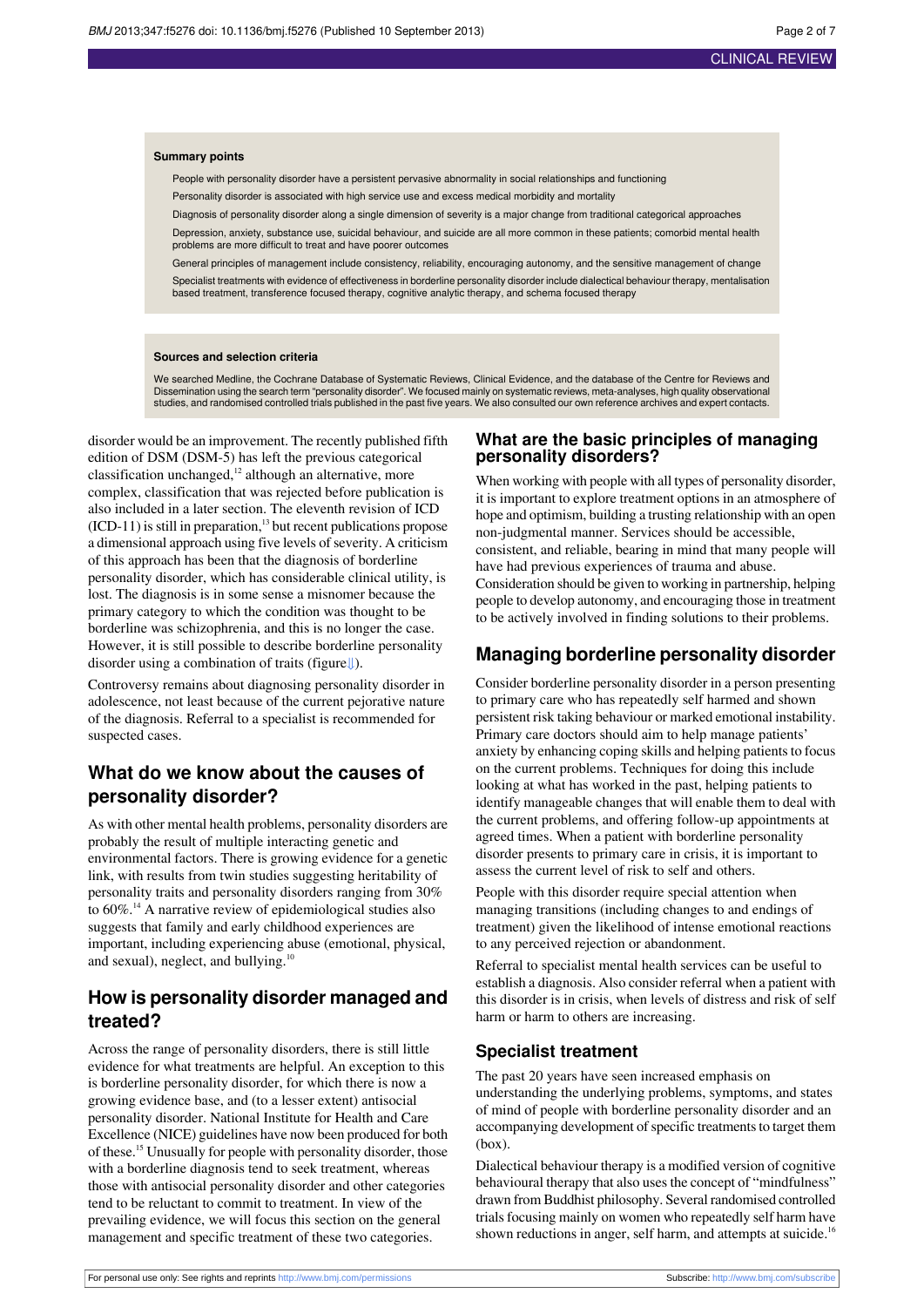**Summary points**

- People with personality disorder have a persistent pervasive abnormality in social relationships and functioning
- Personality disorder is associated with high service use and excess medical morbidity and mortality
- Diagnosis of personality disorder along a single dimension of severity is a major change from traditional categorical approaches
- Depression, anxiety, substance use, suicidal behaviour, and suicide are all more common in these patients; comorbid mental health problems are more difficult to treat and have poorer outcomes
- General principles of management include consistency, reliability, encouraging autonomy, and the sensitive management of change
- Specialist treatments with evidence of effectiveness in borderline personality disorder include dialectical behaviour therapy, mentalisation based treatment, transference focused therapy, cognitive analytic therapy, and schema focused therapy

**Sources and selection criteria**

We searched Medline, the Cochrane Database of Systematic Reviews, Clinical Evidence, and the database of the Centre for Reviews and Dissemination using the search term "personality disorder". We focused mainly on systematic reviews, meta-analyses, high quality observational studies, and randomised controlled trials published in the past five years. We also consulted our own reference archives and expert contacts.

disorder would be an improvement. The recently published fifth edition of DSM (DSM-5) has left the previous categorical classification unchanged,[12] although an alternative, more complex, classification that was rejected before publication is also included in a later section. The eleventh revision of ICD (ICD-11) is still in preparation,[13] but recent publications propose a dimensional approach using five levels of severity. A criticism of this approach has been that the diagnosis of borderline personality disorder, which has considerable clinical utility, is lost. The diagnosis is in some sense a misnomer because the primary category to which the condition was thought to be borderline was schizophrenia, and this is no longer the case. However, it is still possible to describe borderline personality disorder using a combination of traits (figure⇓).

Controversy remains about diagnosing personality disorder in adolescence, not least because of the current pejorative nature of the diagnosis. Referral to a specialist is recommended for suspected cases.

## What do we know about the causes of personality disorder?

As with other mental health problems, personality disorders are probably the result of multiple interacting genetic and environmental factors. There is growing evidence for a genetic link, with results from twin studies suggesting heritability of personality traits and personality disorders ranging from 30% to 60%.[14] A narrative review of epidemiological studies also suggests that family and early childhood experiences are important, including experiencing abuse (emotional, physical, and sexual), neglect, and bullying.[10]

## How is personality disorder managed and treated?

Across the range of personality disorders, there is still little evidence for what treatments are helpful. An exception to this is borderline personality disorder, for which there is now a growing evidence base, and (to a lesser extent) antisocial personality disorder. National Institute for Health and Care Excellence (NICE) guidelines have now been produced for both of these.[15] Unusually for people with personality disorder, those with a borderline diagnosis tend to seek treatment, whereas those with antisocial personality disorder and other categories tend to be reluctant to commit to treatment. In view of the prevailing evidence, we will focus this section on the general management and specific treatment of these two categories.

### What are the basic principles of managing personality disorders?

When working with people with all types of personality disorder, it is important to explore treatment options in an atmosphere of hope and optimism, building a trusting relationship with an open non-judgmental manner. Services should be accessible, consistent, and reliable, bearing in mind that many people will have had previous experiences of trauma and abuse. Consideration should be given to working in partnership, helping people to develop autonomy, and encouraging those in treatment to be actively involved in finding solutions to their problems.

## Managing borderline personality disorder

Consider borderline personality disorder in a person presenting to primary care who has repeatedly self harmed and shown persistent risk taking behaviour or marked emotional instability. Primary care doctors should aim to help manage patients' anxiety by enhancing coping skills and helping patients to focus on the current problems. Techniques for doing this include looking at what has worked in the past, helping patients to identify manageable changes that will enable them to deal with the current problems, and offering follow-up appointments at agreed times. When a patient with borderline personality disorder presents to primary care in crisis, it is important to assess the current level of risk to self and others.

People with this disorder require special attention when managing transitions (including changes to and endings of treatment) given the likelihood of intense emotional reactions to any perceived rejection or abandonment.

Referral to specialist mental health services can be useful to establish a diagnosis. Also consider referral when a patient with this disorder is in crisis, when levels of distress and risk of self harm or harm to others are increasing.

### Specialist treatment

The past 20 years have seen increased emphasis on understanding the underlying problems, symptoms, and states of mind of people with borderline personality disorder and an accompanying development of specific treatments to target them (box).

Dialectical behaviour therapy is a modified version of cognitive behavioural therapy that also uses the concept of "mindfulness" drawn from Buddhist philosophy. Several randomised controlled trials focusing mainly on women who repeatedly self harm have shown reductions in anger, self harm, and attempts at suicide.[16]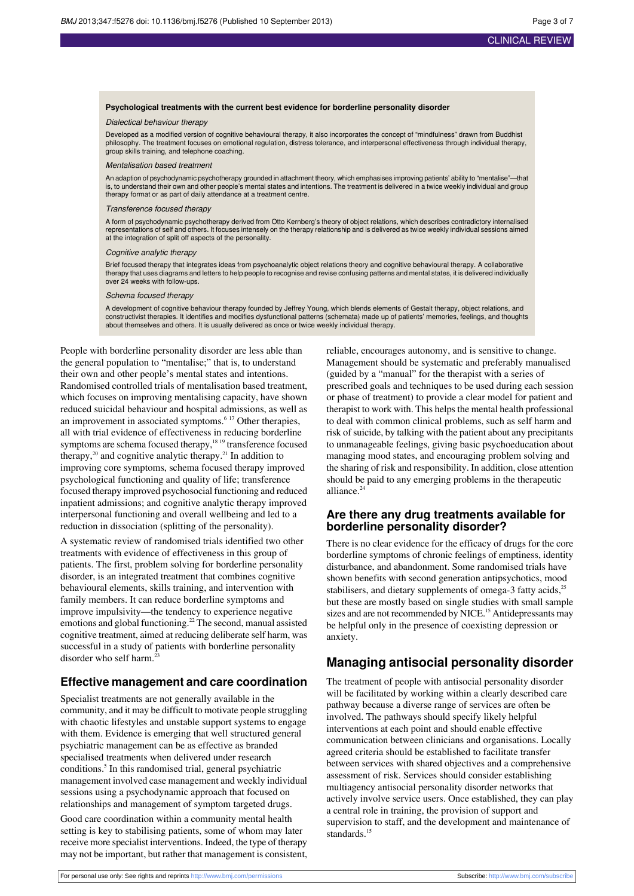**Psychological treatments with the current best evidence for borderline personality disorder**

*Dialectical behaviour therapy*

Developed as a modified version of cognitive behavioural therapy, it also incorporates the concept of "mindfulness" drawn from Buddhist philosophy. The treatment focuses on emotional regulation, distress tolerance, and interpersonal effectiveness through individual therapy, group skills training, and telephone coaching.

*Mentalisation based treatment*

An adaption of psychodynamic psychotherapy grounded in attachment theory, which emphasises improving patients' ability to "mentalise"—that is, to understand their own and other people's mental states and intentions. The treatment is delivered in a twice weekly individual and group therapy format or as part of daily attendance at a treatment centre.

*Transference focused therapy*

A form of psychodynamic psychotherapy derived from Otto Kernberg's theory of object relations, which describes contradictory internalised representations of self and others. It focuses intensely on the therapy relationship and is delivered as twice weekly individual sessions aimed at the integration of split off aspects of the personality.

*Cognitive analytic therapy*

Brief focused therapy that integrates ideas from psychoanalytic object relations theory and cognitive behavioural therapy. A collaborative therapy that uses diagrams and letters to help people to recognise and revise confusing patterns and mental states, it is delivered individually over 24 weeks with follow-ups.

*Schema focused therapy*

A development of cognitive behaviour therapy founded by Jeffrey Young, which blends elements of Gestalt therapy, object relations, and constructivist therapies. It identifies and modifies dysfunctional patterns (schemata) made up of patients' memories, feelings, and thoughts about themselves and others. It is usually delivered as once or twice weekly individual therapy.

People with borderline personality disorder are less able than the general population to "mentalise;" that is, to understand their own and other people's mental states and intentions. Randomised controlled trials of mentalisation based treatment, which focuses on improving mentalising capacity, have shown reduced suicidal behaviour and hospital admissions, as well as an improvement in associated symptoms.[6 17] Other therapies, all with trial evidence of effectiveness in reducing borderline symptoms are schema focused therapy,[18 19] transference focused therapy,[20] and cognitive analytic therapy.[21] In addition to improving core symptoms, schema focused therapy improved psychological functioning and quality of life; transference focused therapy improved psychosocial functioning and reduced inpatient admissions; and cognitive analytic therapy improved interpersonal functioning and overall wellbeing and led to a reduction in dissociation (splitting of the personality).

A systematic review of randomised trials identified two other treatments with evidence of effectiveness in this group of patients. The first, problem solving for borderline personality disorder, is an integrated treatment that combines cognitive behavioural elements, skills training, and intervention with family members. It can reduce borderline symptoms and improve impulsivity—the tendency to experience negative emotions and global functioning.[22] The second, manual assisted cognitive treatment, aimed at reducing deliberate self harm, was successful in a study of patients with borderline personality disorder who self harm.[23]

## Effective management and care coordination

Specialist treatments are not generally available in the community, and it may be difficult to motivate people struggling with chaotic lifestyles and unstable support systems to engage with them. Evidence is emerging that well structured general psychiatric management can be as effective as branded specialised treatments when delivered under research conditions.[5] In this randomised trial, general psychiatric management involved case management and weekly individual sessions using a psychodynamic approach that focused on relationships and management of symptom targeted drugs.

Good care coordination within a community mental health setting is key to stabilising patients, some of whom may later receive more specialist interventions. Indeed, the type of therapy may not be important, but rather that management is consistent, reliable, encourages autonomy, and is sensitive to change. Management should be systematic and preferably manualised (guided by a "manual" for the therapist with a series of prescribed goals and techniques to be used during each session or phase of treatment) to provide a clear model for patient and therapist to work with. This helps the mental health professional to deal with common clinical problems, such as self harm and risk of suicide, by talking with the patient about any precipitants to unmanageable feelings, giving basic psychoeducation about managing mood states, and encouraging problem solving and the sharing of risk and responsibility. In addition, close attention should be paid to any emerging problems in the therapeutic alliance.[24]

## Are there any drug treatments available for borderline personality disorder?

There is no clear evidence for the efficacy of drugs for the core borderline symptoms of chronic feelings of emptiness, identity disturbance, and abandonment. Some randomised trials have shown benefits with second generation antipsychotics, mood stabilisers, and dietary supplements of omega-3 fatty acids,[25] but these are mostly based on single studies with small sample sizes and are not recommended by NICE.[15] Antidepressants may be helpful only in the presence of coexisting depression or anxiety.

# Managing antisocial personality disorder

The treatment of people with antisocial personality disorder will be facilitated by working within a clearly described care pathway because a diverse range of services are often be involved. The pathways should specify likely helpful interventions at each point and should enable effective communication between clinicians and organisations. Locally agreed criteria should be established to facilitate transfer between services with shared objectives and a comprehensive assessment of risk. Services should consider establishing multiagency antisocial personality disorder networks that actively involve service users. Once established, they can play a central role in training, the provision of support and supervision to staff, and the development and maintenance of standards.[15]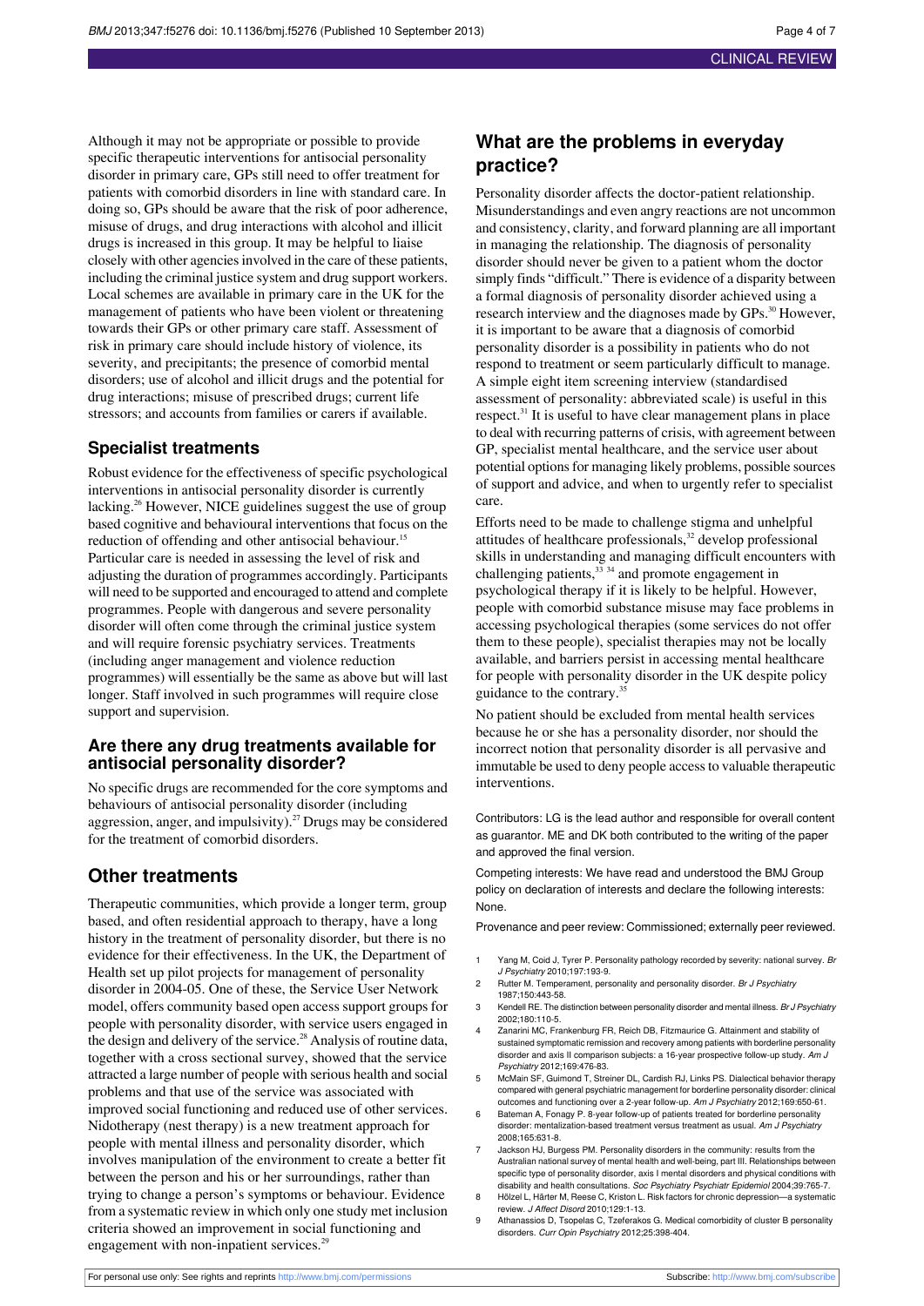Although it may not be appropriate or possible to provide specific therapeutic interventions for antisocial personality disorder in primary care, GPs still need to offer treatment for patients with comorbid disorders in line with standard care. In doing so, GPs should be aware that the risk of poor adherence, misuse of drugs, and drug interactions with alcohol and illicit drugs is increased in this group. It may be helpful to liaise closely with other agencies involved in the care of these patients, including the criminal justice system and drug support workers. Local schemes are available in primary care in the UK for the management of patients who have been violent or threatening towards their GPs or other primary care staff. Assessment of risk in primary care should include history of violence, its severity, and precipitants; the presence of comorbid mental disorders; use of alcohol and illicit drugs and the potential for drug interactions; misuse of prescribed drugs; current life stressors; and accounts from families or carers if available.

## Specialist treatments

Robust evidence for the effectiveness of specific psychological interventions in antisocial personality disorder is currently lacking.[26] However, NICE guidelines suggest the use of group based cognitive and behavioural interventions that focus on the reduction of offending and other antisocial behaviour.[15] Particular care is needed in assessing the level of risk and adjusting the duration of programmes accordingly. Participants will need to be supported and encouraged to attend and complete programmes. People with dangerous and severe personality disorder will often come through the criminal justice system and will require forensic psychiatry services. Treatments (including anger management and violence reduction programmes) will essentially be the same as above but will last longer. Staff involved in such programmes will require close support and supervision.

### Are there any drug treatments available for antisocial personality disorder?

No specific drugs are recommended for the core symptoms and behaviours of antisocial personality disorder (including aggression, anger, and impulsivity).[27] Drugs may be considered for the treatment of comorbid disorders.

## Other treatments

Therapeutic communities, which provide a longer term, group based, and often residential approach to therapy, have a long history in the treatment of personality disorder, but there is no evidence for their effectiveness. In the UK, the Department of Health set up pilot projects for management of personality disorder in 2004-05. One of these, the Service User Network model, offers community based open access support groups for people with personality disorder, with service users engaged in the design and delivery of the service.[28] Analysis of routine data, together with a cross sectional survey, showed that the service attracted a large number of people with serious health and social problems and that use of the service was associated with improved social functioning and reduced use of other services. Nidotherapy (nest therapy) is a new treatment approach for people with mental illness and personality disorder, which involves manipulation of the environment to create a better fit between the person and his or her surroundings, rather than trying to change a person's symptoms or behaviour. Evidence from a systematic review in which only one study met inclusion criteria showed an improvement in social functioning and engagement with non-inpatient services.[29]

## What are the problems in everyday practice?

Personality disorder affects the doctor-patient relationship. Misunderstandings and even angry reactions are not uncommon and consistency, clarity, and forward planning are all important in managing the relationship. The diagnosis of personality disorder should never be given to a patient whom the doctor simply finds "difficult." There is evidence of a disparity between a formal diagnosis of personality disorder achieved using a research interview and the diagnoses made by GPs.[30] However, it is important to be aware that a diagnosis of comorbid personality disorder is a possibility in patients who do not respond to treatment or seem particularly difficult to manage. A simple eight item screening interview (standardised assessment of personality: abbreviated scale) is useful in this respect.[31] It is useful to have clear management plans in place to deal with recurring patterns of crisis, with agreement between GP, specialist mental healthcare, and the service user about potential options for managing likely problems, possible sources of support and advice, and when to urgently refer to specialist care.

Efforts need to be made to challenge stigma and unhelpful attitudes of healthcare professionals,[32] develop professional skills in understanding and managing difficult encounters with challenging patients,[33 34] and promote engagement in psychological therapy if it is likely to be helpful. However, people with comorbid substance misuse may face problems in accessing psychological therapies (some services do not offer them to these people), specialist therapies may not be locally available, and barriers persist in accessing mental healthcare for people with personality disorder in the UK despite policy guidance to the contrary.[35]

No patient should be excluded from mental health services because he or she has a personality disorder, nor should the incorrect notion that personality disorder is all pervasive and immutable be used to deny people access to valuable therapeutic interventions.

Contributors: LG is the lead author and responsible for overall content as guarantor. ME and DK both contributed to the writing of the paper and approved the final version.

Competing interests: We have read and understood the BMJ Group policy on declaration of interests and declare the following interests: None.

Provenance and peer review: Commissioned; externally peer reviewed.

1. Yang M, Coid J, Tyrer P. Personality pathology recorded by severity: national survey. *Br J Psychiatry* 2010;197:193-9.
2. Rutter M. Temperament, personality and personality disorder. *Br J Psychiatry* 1987;150:443-58.
3. Kendell RE. The distinction between personality disorder and mental illness. *Br J Psychiatry* 2002;180:110-5.
4. Zanarini MC, Frankenburg FR, Reich DB, Fitzmaurice G. Attainment and stability of sustained symptomatic remission and recovery among patients with borderline personality disorder and axis II comparison subjects: a 16-year prospective follow-up study. *Am J Psychiatry* 2012;169:476-83.
5. McMain SF, Guimond T, Streiner DL, Cardish RJ, Links PS. Dialectical behavior therapy compared with general psychiatric management for borderline personality disorder: clinical outcomes and functioning over a 2-year follow-up. *Am J Psychiatry* 2012;169:650-61.
6. Bateman A, Fonagy P. 8-year follow-up of patients treated for borderline personality disorder: mentalization-based treatment versus treatment as usual. *Am J Psychiatry* 2008;165:631-8.
7. Jackson HJ, Burgess PM. Personality disorders in the community: results from the Australian national survey of mental health and well-being, part III. Relationships between specific type of personality disorder, axis I mental disorders and physical conditions with disability and health consultations. *Soc Psychiatry Psychiatr Epidemiol* 2004;39:765-7.
8. Hölzel L, Härter M, Reese C, Kriston L. Risk factors for chronic depression—a systematic review. *J Affect Disord* 2010;129:1-13.
9. Athanassios D, Tsopelas C, Tzeferakos G. Medical comorbidity of cluster B personality disorders. *Curr Opin Psychiatry* 2012;25:398-404.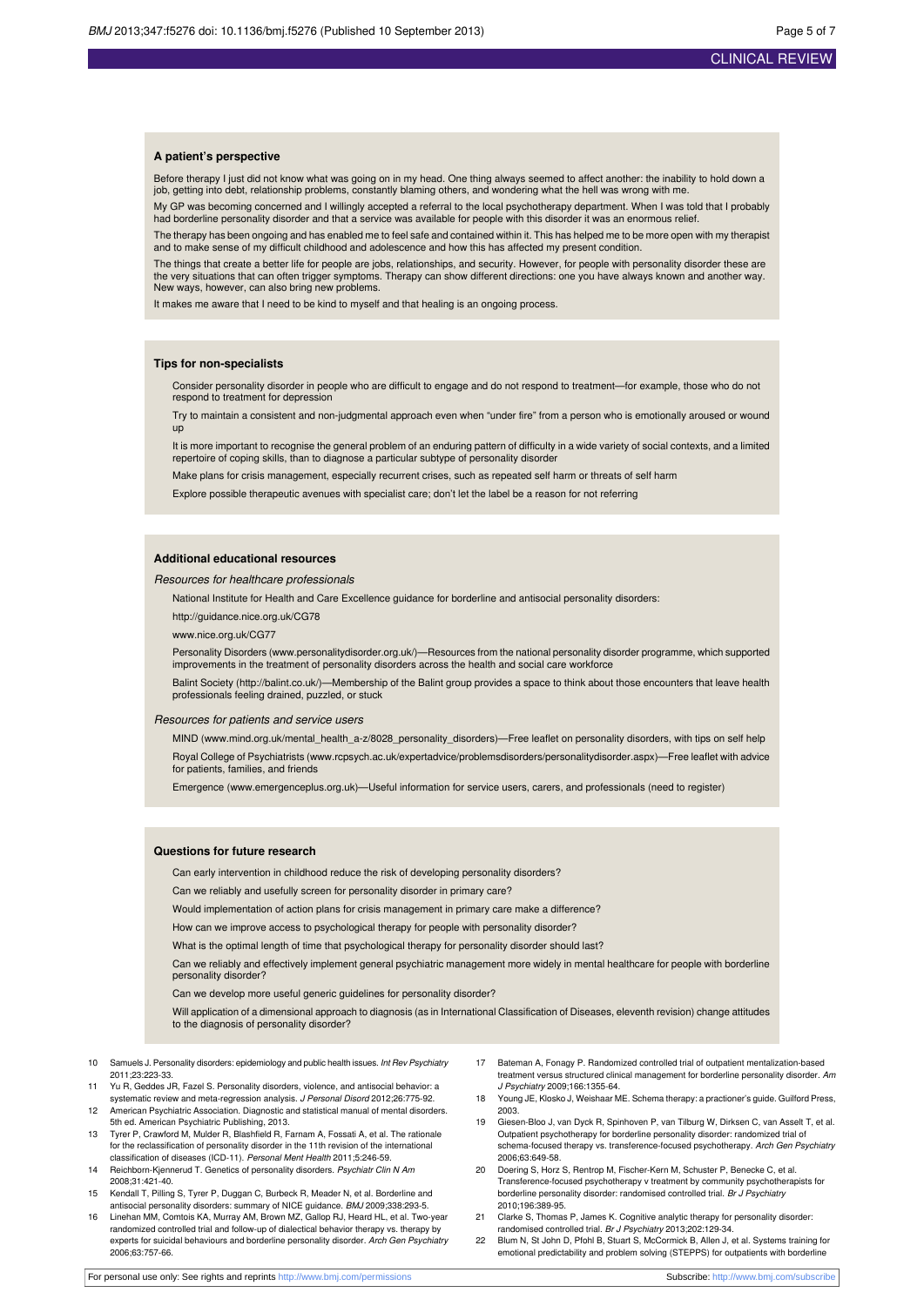### A patient's perspective

Before therapy I just did not know what was going on in my head. One thing always seemed to affect another: the inability to hold down a job, getting into debt, relationship problems, constantly blaming others, and wondering what the hell was wrong with me.

My GP was becoming concerned and I willingly accepted a referral to the local psychotherapy department. When I was told that I probably had borderline personality disorder and that a service was available for people with this disorder it was an enormous relief.

The therapy has been ongoing and has enabled me to feel safe and contained within it. This has helped me to be more open with my therapist and to make sense of my difficult childhood and adolescence and how this has affected my present condition.

The things that create a better life for people are jobs, relationships, and security. However, for people with personality disorder these are the very situations that can often trigger symptoms. Therapy can show different directions: one you have always known and another way. New ways, however, can also bring new problems.

It makes me aware that I need to be kind to myself and that healing is an ongoing process.

### Tips for non-specialists

Consider personality disorder in people who are difficult to engage and do not respond to treatment—for example, those who do not respond to treatment for depression

Try to maintain a consistent and non-judgmental approach even when "under fire" from a person who is emotionally aroused or wound up

It is more important to recognise the general problem of an enduring pattern of difficulty in a wide variety of social contexts, and a limited repertoire of coping skills, than to diagnose a particular subtype of personality disorder

Make plans for crisis management, especially recurrent crises, such as repeated self harm or threats of self harm

Explore possible therapeutic avenues with specialist care; don't let the label be a reason for not referring

### Additional educational resources

*Resources for healthcare professionals*

National Institute for Health and Care Excellence guidance for borderline and antisocial personality disorders:

http://guidance.nice.org.uk/CG78

www.nice.org.uk/CG77

Personality Disorders (www.personalitydisorder.org.uk/)—Resources from the national personality disorder programme, which supported improvements in the treatment of personality disorders across the health and social care workforce

Balint Society (http://balint.co.uk/)—Membership of the Balint group provides a space to think about those encounters that leave health professionals feeling drained, puzzled, or stuck

*Resources for patients and service users*

MIND (www.mind.org.uk/mental_health_a-z/8028_personality_disorders)—Free leaflet on personality disorders, with tips on self help

Royal College of Psychiatrists (www.rcpsych.ac.uk/expertadvice/problemsdisorders/personalitydisorder.aspx)—Free leaflet with advice for patients, families, and friends

Emergence (www.emergenceplus.org.uk)—Useful information for service users, carers, and professionals (need to register)

### Questions for future research

Can early intervention in childhood reduce the risk of developing personality disorders?

Can we reliably and usefully screen for personality disorder in primary care?

Would implementation of action plans for crisis management in primary care make a difference?

How can we improve access to psychological therapy for people with personality disorder?

What is the optimal length of time that psychological therapy for personality disorder should last?

Can we reliably and effectively implement general psychiatric management more widely in mental healthcare for people with borderline personality disorder?

Can we develop more useful generic guidelines for personality disorder?

Will application of a dimensional approach to diagnosis (as in International Classification of Diseases, eleventh revision) change attitudes to the diagnosis of personality disorder?

10 Samuels J. Personality disorders: epidemiology and public health issues. *Int Rev Psychiatry* 2011;23:223-33.
11 Yu R, Geddes JR, Fazel S. Personality disorders, violence, and antisocial behavior: a systematic review and meta-regression analysis. *J Personal Disord* 2012;26:775-92.
12 American Psychiatric Association. Diagnostic and statistical manual of mental disorders. 5th ed. American Psychiatric Publishing, 2013.
13 Tyrer P, Crawford M, Mulder R, Blashfield R, Farnam A, Fossati A, et al. The rationale for the reclassification of personality disorder in the 11th revision of the international classification of diseases (ICD-11). *Personal Ment Health* 2011;5:246-59.
14 Reichborn-Kjennerud T. Genetics of personality disorders. *Psychiatr Clin N Am* 2008;31:421-40.
15 Kendall T, Pilling S, Tyrer P, Duggan C, Burbeck R, Meader N, et al. Borderline and antisocial personality disorders: summary of NICE guidance. *BMJ* 2009;338:293-5.
16 Linehan MM, Comtois KA, Murray AM, Brown MZ, Gallop RJ, Heard HL, et al. Two-year randomized controlled trial and follow-up of dialectical behavior therapy vs. therapy by experts for suicidal behaviours and borderline personality disorder. *Arch Gen Psychiatry* 2006;63:757-66.
17 Bateman A, Fonagy P. Randomized controlled trial of outpatient mentalization-based treatment versus structured clinical management for borderline personality disorder. *Am J Psychiatry* 2009;166:1355-64.
18 Young JE, Klosko J, Weishaar ME. Schema therapy: a practioner's guide. Guilford Press, 2003.
19 Giesen-Bloo J, van Dyck R, Spinhoven P, van Tilburg W, Dirksen C, van Asselt T, et al. Outpatient psychotherapy for borderline personality disorder: randomized trial of schema-focused therapy vs. transference-focused psychotherapy. *Arch Gen Psychiatry* 2006;63:649-58.
20 Doering S, Horz S, Rentrop M, Fischer-Kern M, Schuster P, Benecke C, et al. Transference-focused psychotherapy v treatment by community psychotherapists for borderline personality disorder: randomised controlled trial. *Br J Psychiatry* 2010;196:389-95.
21 Clarke S, Thomas P, James K. Cognitive analytic therapy for personality disorder: randomised controlled trial. *Br J Psychiatry* 2013;202:129-34.
22 Blum N, St John D, Pfohl B, Stuart S, McCormick B, Allen J, et al. Systems training for emotional predictability and problem solving (STEPPS) for outpatients with borderline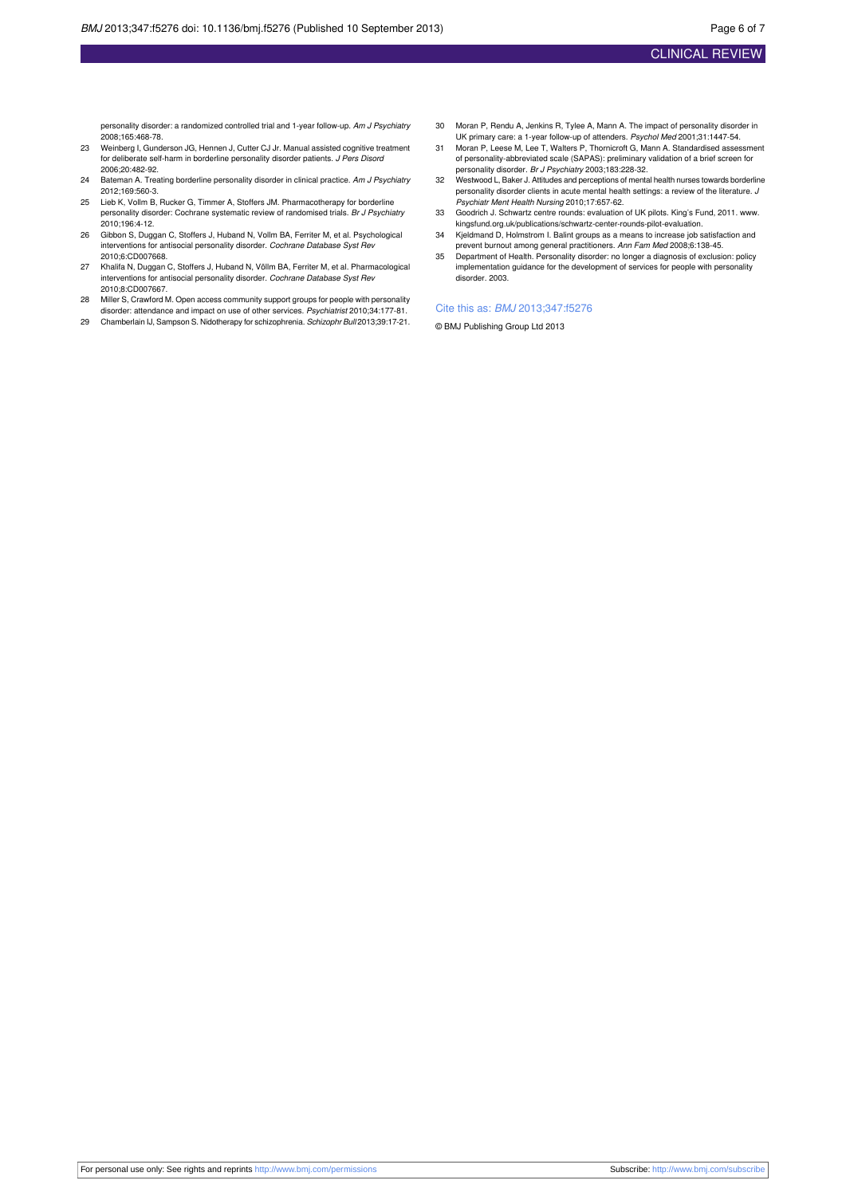personality disorder: a randomized controlled trial and 1-year follow-up. *Am J Psychiatry* 2008;165:468-78.

23. Weinberg I, Gunderson JG, Hennen J, Cutter CJ Jr. Manual assisted cognitive treatment for deliberate self-harm in borderline personality disorder patients. *J Pers Disord* 2006;20:482-92.
24. Bateman A. Treating borderline personality disorder in clinical practice. *Am J Psychiatry* 2012;169:560-3.
25. Lieb K, Vollm B, Rucker G, Timmer A, Stoffers JM. Pharmacotherapy for borderline personality disorder: Cochrane systematic review of randomised trials. *Br J Psychiatry* 2010;196:4-12.
26. Gibbon S, Duggan C, Stoffers J, Huband N, Vollm BA, Ferriter M, et al. Psychological interventions for antisocial personality disorder. *Cochrane Database Syst Rev* 2010;6:CD007668.
27. Khalifa N, Duggan C, Stoffers J, Huband N, Völlm BA, Ferriter M, et al. Pharmacological interventions for antisocial personality disorder. *Cochrane Database Syst Rev* 2010;8:CD007667.
28. Miller S, Crawford M. Open access community support groups for people with personality disorder: attendance and impact on use of other services. *Psychiatrist* 2010;34:177-81.
29. Chamberlain IJ, Sampson S. Nidotherapy for schizophrenia. *Schizophr Bull* 2013;39:17-21.
30. Moran P, Rendu A, Jenkins R, Tylee A, Mann A. The impact of personality disorder in UK primary care: a 1-year follow-up of attenders. *Psychol Med* 2001;31:1447-54.
31. Moran P, Leese M, Lee T, Walters P, Thornicroft G, Mann A. Standardised assessment of personality-abbreviated scale (SAPAS): preliminary validation of a brief screen for personality disorder. *Br J Psychiatry* 2003;183:228-32.
32. Westwood L, Baker J. Attitudes and perceptions of mental health nurses towards borderline personality disorder clients in acute mental health settings: a review of the literature. *J Psychiatr Ment Health Nursing* 2010;17:657-62.
33. Goodrich J. Schwartz centre rounds: evaluation of UK pilots. King's Fund, 2011. www.kingsfund.org.uk/publications/schwartz-center-rounds-pilot-evaluation.
34. Kjeldmand D, Holmstrom I. Balint groups as a means to increase job satisfaction and prevent burnout among general practitioners. *Ann Fam Med* 2008;6:138-45.
35. Department of Health. Personality disorder: no longer a diagnosis of exclusion: policy implementation guidance for the development of services for people with personality disorder. 2003.

Cite this as: *BMJ* 2013;347:f5276

© BMJ Publishing Group Ltd 2013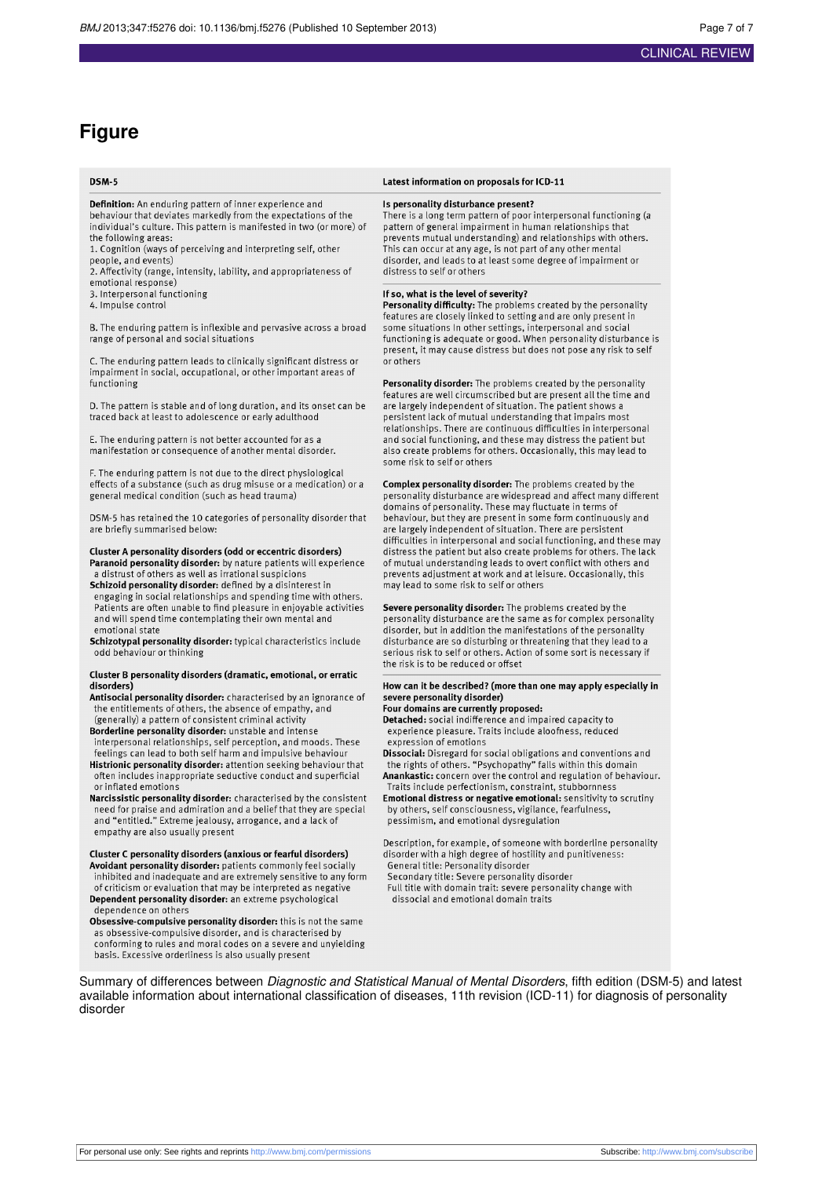# Figure

## DSM-5

**Definition:** An enduring pattern of inner experience and behaviour that deviates markedly from the expectations of the individual's culture. This pattern is manifested in two (or more) of the following areas:

1. Cognition (ways of perceiving and interpreting self, other people, and events)
2. Affectivity (range, intensity, lability, and appropriateness of emotional response)
3. Interpersonal functioning
4. Impulse control

B. The enduring pattern is inflexible and pervasive across a broad range of personal and social situations

C. The enduring pattern leads to clinically significant distress or impairment in social, occupational, or other important areas of functioning

D. The pattern is stable and of long duration, and its onset can be traced back at least to adolescence or early adulthood

E. The enduring pattern is not better accounted for as a manifestation or consequence of another mental disorder.

F. The enduring pattern is not due to the direct physiological effects of a substance (such as drug misuse or a medication) or a general medical condition (such as head trauma)

DSM-5 has retained the 10 categories of personality disorder that are briefly summarised below:

**Cluster A personality disorders (odd or eccentric disorders)**

**Paranoid personality disorder:** by nature patients will experience a distrust of others as well as irrational suspicions

**Schizoid personality disorder:** defined by a disinterest in engaging in social relationships and spending time with others. Patients are often unable to find pleasure in enjoyable activities and will spend time contemplating their own mental and emotional state

**Schizotypal personality disorder:** typical characteristics include odd behaviour or thinking

**Cluster B personality disorders (dramatic, emotional, or erratic disorders)**

**Antisocial personality disorder:** characterised by an ignorance of the entitlements of others, the absence of empathy, and (generally) a pattern of consistent criminal activity

**Borderline personality disorder:** unstable and intense interpersonal relationships, self perception, and moods. These feelings can lead to both self harm and impulsive behaviour

**Histrionic personality disorder:** attention seeking behaviour that often includes inappropriate seductive conduct and superficial or inflated emotions

**Narcissistic personality disorder:** characterised by the consistent need for praise and admiration and a belief that they are special and "entitled." Extreme jealousy, arrogance, and a lack of empathy are also usually present

**Cluster C personality disorders (anxious or fearful disorders)**

**Avoidant personality disorder:** patients commonly feel socially inhibited and inadequate and are extremely sensitive to any form of criticism or evaluation that may be interpreted as negative

**Dependent personality disorder:** an extreme psychological dependence on others

**Obsessive-compulsive personality disorder:** this is not the same as obsessive-compulsive disorder, and is characterised by conforming to rules and moral codes on a severe and unyielding basis. Excessive orderliness is also usually present

## Latest information on proposals for ICD-11

**Is personality disturbance present?**

There is a long term pattern of poor interpersonal functioning (a pattern of general impairment in human relationships that prevents mutual understanding) and relationships with others. This can occur at any age, is not part of any other mental disorder, and leads to at least some degree of impairment or distress to self or others

**If so, what is the level of severity?**

**Personality difficulty:** The problems created by the personality features are closely linked to setting and are only present in some situations In other settings, interpersonal and social functioning is adequate or good. When personality disturbance is present, it may cause distress but does not pose any risk to self or others

**Personality disorder:** The problems created by the personality features are well circumscribed but are present all the time and are largely independent of situation. The patient shows a persistent lack of mutual understanding that impairs most relationships. There are continuous difficulties in interpersonal and social functioning, and these may distress the patient but also create problems for others. Occasionally, this may lead to some risk to self or others

**Complex personality disorder:** The problems created by the personality disturbance are widespread and affect many different domains of personality. These may fluctuate in terms of behaviour, but they are present in some form continuously and are largely independent of situation. There are persistent difficulties in interpersonal and social functioning, and these may distress the patient but also create problems for others. The lack of mutual understanding leads to overt conflict with others and prevents adjustment at work and at leisure. Occasionally, this may lead to some risk to self or others

**Severe personality disorder:** The problems created by the personality disturbance are the same as for complex personality disorder, but in addition the manifestations of the personality disturbance are so disturbing or threatening that they lead to a serious risk to self or others. Action of some sort is necessary if the risk is to be reduced or offset

**How can it be described? (more than one may apply especially in severe personality disorder)**

**Four domains are currently proposed:**

**Detached:** social indifference and impaired capacity to experience pleasure. Traits include aloofness, reduced expression of emotions

**Dissocial:** Disregard for social obligations and conventions and the rights of others. "Psychopathy" falls within this domain

**Anankastic:** concern over the control and regulation of behaviour. Traits include perfectionism, constraint, stubbornness

**Emotional distress or negative emotional:** sensitivity to scrutiny by others, self consciousness, vigilance, fearfulness, pessimism, and emotional dysregulation

Description, for example, of someone with borderline personality disorder with a high degree of hostility and punitiveness:

General title: Personality disorder

Secondary title: Severe personality disorder

Full title with domain trait: severe personality change with dissocial and emotional domain traits

Summary of differences between *Diagnostic and Statistical Manual of Mental Disorders*, fifth edition (DSM-5) and latest available information about international classification of diseases, 11th revision (ICD-11) for diagnosis of personality disorder